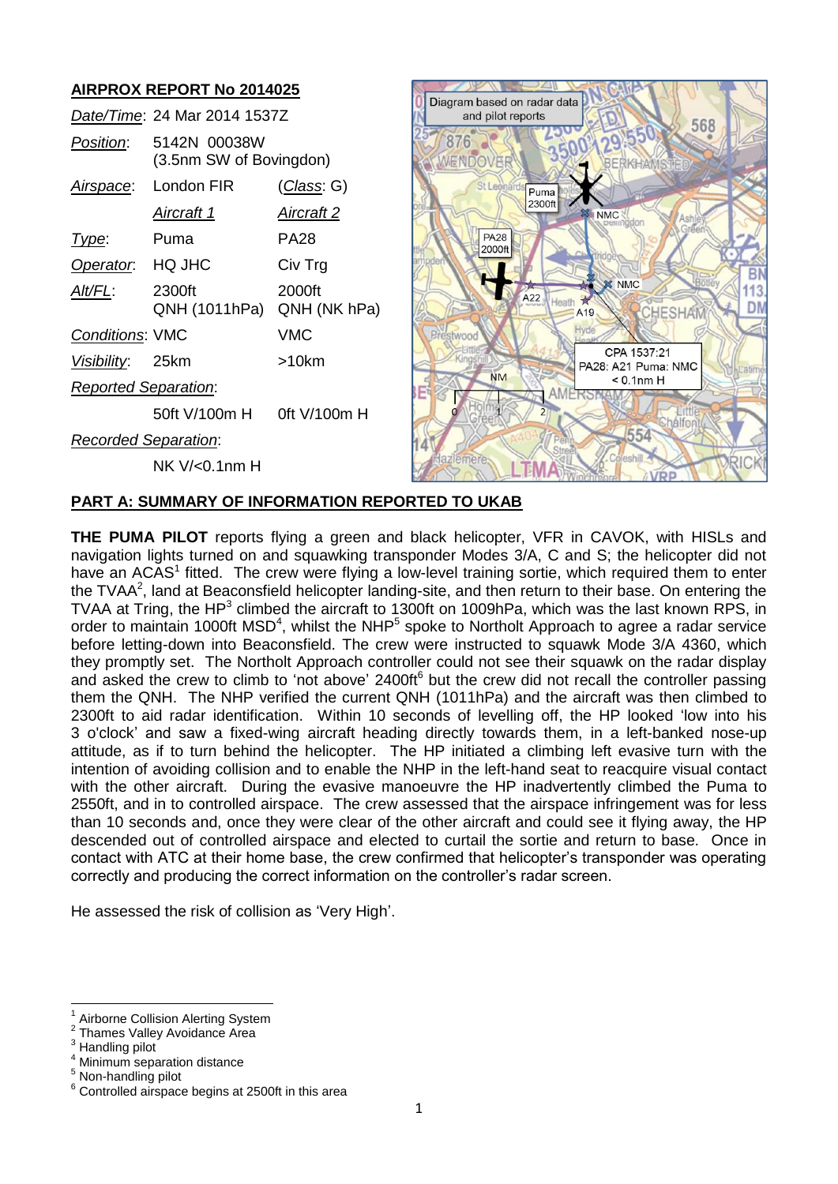## AIRPROX REPORT No 2014025

| | | |
|---|---|---|
| *Date/Time*: | 24 Mar 2014 1537Z | |
| *Position*: | 5142N 00038W (3.5nm SW of Bovingdon) | |
| *Airspace*: | London FIR | (*Class*: G) |
| | *Aircraft 1* | *Aircraft 2* |
| *Type*: | Puma | PA28 |
| *Operator*: | HQ JHC | Civ Trg |
| *Alt/FL*: | 2300ft QNH (1011hPa) | 2000ft QNH (NK hPa) |
| *Conditions*: | VMC | VMC |
| *Visibility*: | 25km | >10km |
| *Reported Separation*: | | |
| | 50ft V/100m H | 0ft V/100m H |
| *Recorded Separation*: | | |
| | NK V/<0.1nm H | |

Diagram based on radar data and pilot reports

CPA 1537:21 PA28: A21 Puma: NMC < 0.1nm H

## PART A: SUMMARY OF INFORMATION REPORTED TO UKAB

**THE PUMA PILOT** reports flying a green and black helicopter, VFR in CAVOK, with HISLs and navigation lights turned on and squawking transponder Modes 3/A, C and S; the helicopter did not have an ACAS[1] fitted. The crew were flying a low-level training sortie, which required them to enter the TVAA[2], land at Beaconsfield helicopter landing-site, and then return to their base. On entering the TVAA at Tring, the HP[3] climbed the aircraft to 1300ft on 1009hPa, which was the last known RPS, in order to maintain 1000ft MSD[4], whilst the NHP[5] spoke to Northolt Approach to agree a radar service before letting-down into Beaconsfield. The crew were instructed to squawk Mode 3/A 4360, which they promptly set. The Northolt Approach controller could not see their squawk on the radar display and asked the crew to climb to 'not above' 2400ft[6] but the crew did not recall the controller passing them the QNH. The NHP verified the current QNH (1011hPa) and the aircraft was then climbed to 2300ft to aid radar identification. Within 10 seconds of levelling off, the HP looked 'low into his 3 o'clock' and saw a fixed-wing aircraft heading directly towards them, in a left-banked nose-up attitude, as if to turn behind the helicopter. The HP initiated a climbing left evasive turn with the intention of avoiding collision and to enable the NHP in the left-hand seat to reacquire visual contact with the other aircraft. During the evasive manoeuvre the HP inadvertently climbed the Puma to 2550ft, and in to controlled airspace. The crew assessed that the airspace infringement was for less than 10 seconds and, once they were clear of the other aircraft and could see it flying away, the HP descended out of controlled airspace and elected to curtail the sortie and return to base. Once in contact with ATC at their home base, the crew confirmed that helicopter's transponder was operating correctly and producing the correct information on the controller's radar screen.

He assessed the risk of collision as 'Very High'.

---
[1] Airborne Collision Alerting System
[2] Thames Valley Avoidance Area
[3] Handling pilot
[4] Minimum separation distance
[5] Non-handling pilot
[6] Controlled airspace begins at 2500ft in this area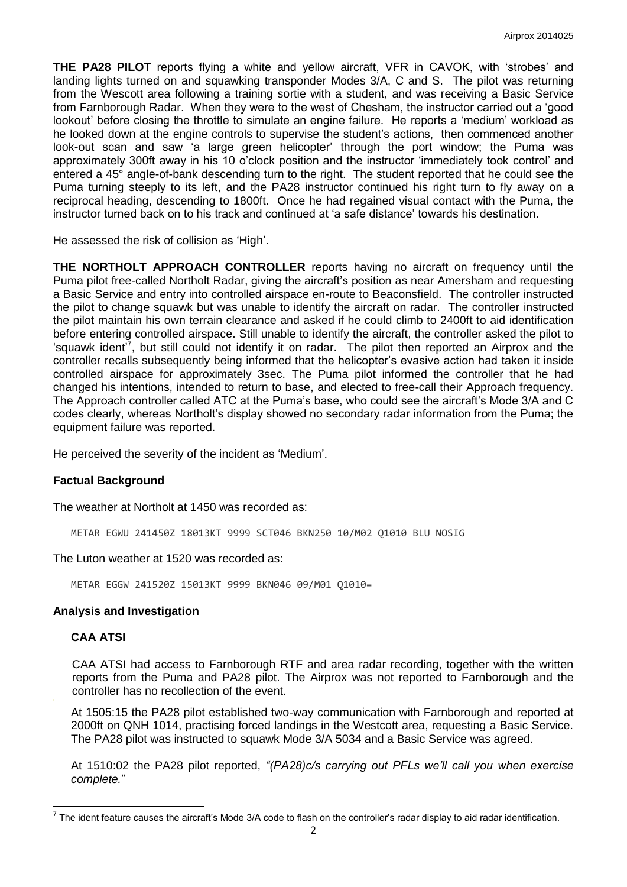**THE PA28 PILOT** reports flying a white and yellow aircraft, VFR in CAVOK, with 'strobes' and landing lights turned on and squawking transponder Modes 3/A, C and S. The pilot was returning from the Wescott area following a training sortie with a student, and was receiving a Basic Service from Farnborough Radar. When they were to the west of Chesham, the instructor carried out a 'good lookout' before closing the throttle to simulate an engine failure. He reports a 'medium' workload as he looked down at the engine controls to supervise the student's actions, then commenced another look-out scan and saw 'a large green helicopter' through the port window; the Puma was approximately 300ft away in his 10 o'clock position and the instructor 'immediately took control' and entered a 45° angle-of-bank descending turn to the right. The student reported that he could see the Puma turning steeply to its left, and the PA28 instructor continued his right turn to fly away on a reciprocal heading, descending to 1800ft. Once he had regained visual contact with the Puma, the instructor turned back on to his track and continued at 'a safe distance' towards his destination.

He assessed the risk of collision as 'High'.

**THE NORTHOLT APPROACH CONTROLLER** reports having no aircraft on frequency until the Puma pilot free-called Northolt Radar, giving the aircraft's position as near Amersham and requesting a Basic Service and entry into controlled airspace en-route to Beaconsfield. The controller instructed the pilot to change squawk but was unable to identify the aircraft on radar. The controller instructed the pilot maintain his own terrain clearance and asked if he could climb to 2400ft to aid identification before entering controlled airspace. Still unable to identify the aircraft, the controller asked the pilot to 'squawk ident'[7], but still could not identify it on radar. The pilot then reported an Airprox and the controller recalls subsequently being informed that the helicopter's evasive action had taken it inside controlled airspace for approximately 3sec. The Puma pilot informed the controller that he had changed his intentions, intended to return to base, and elected to free-call their Approach frequency. The Approach controller called ATC at the Puma's base, who could see the aircraft's Mode 3/A and C codes clearly, whereas Northolt's display showed no secondary radar information from the Puma; the equipment failure was reported.

He perceived the severity of the incident as 'Medium'.

## Factual Background

The weather at Northolt at 1450 was recorded as:

```
METAR EGWU 241450Z 18013KT 9999 SCT046 BKN250 10/M02 Q1010 BLU NOSIG
```

The Luton weather at 1520 was recorded as:

```
METAR EGGW 241520Z 15013KT 9999 BKN046 09/M01 Q1010=
```

## Analysis and Investigation

### CAA ATSI

CAA ATSI had access to Farnborough RTF and area radar recording, together with the written reports from the Puma and PA28 pilot. The Airprox was not reported to Farnborough and the controller has no recollection of the event.

At 1505:15 the PA28 pilot established two-way communication with Farnborough and reported at 2000ft on QNH 1014, practising forced landings in the Westcott area, requesting a Basic Service. The PA28 pilot was instructed to squawk Mode 3/A 5034 and a Basic Service was agreed.

At 1510:02 the PA28 pilot reported, *"(PA28)c/s carrying out PFLs we'll call you when exercise complete."*

[7] The ident feature causes the aircraft's Mode 3/A code to flash on the controller's radar display to aid radar identification.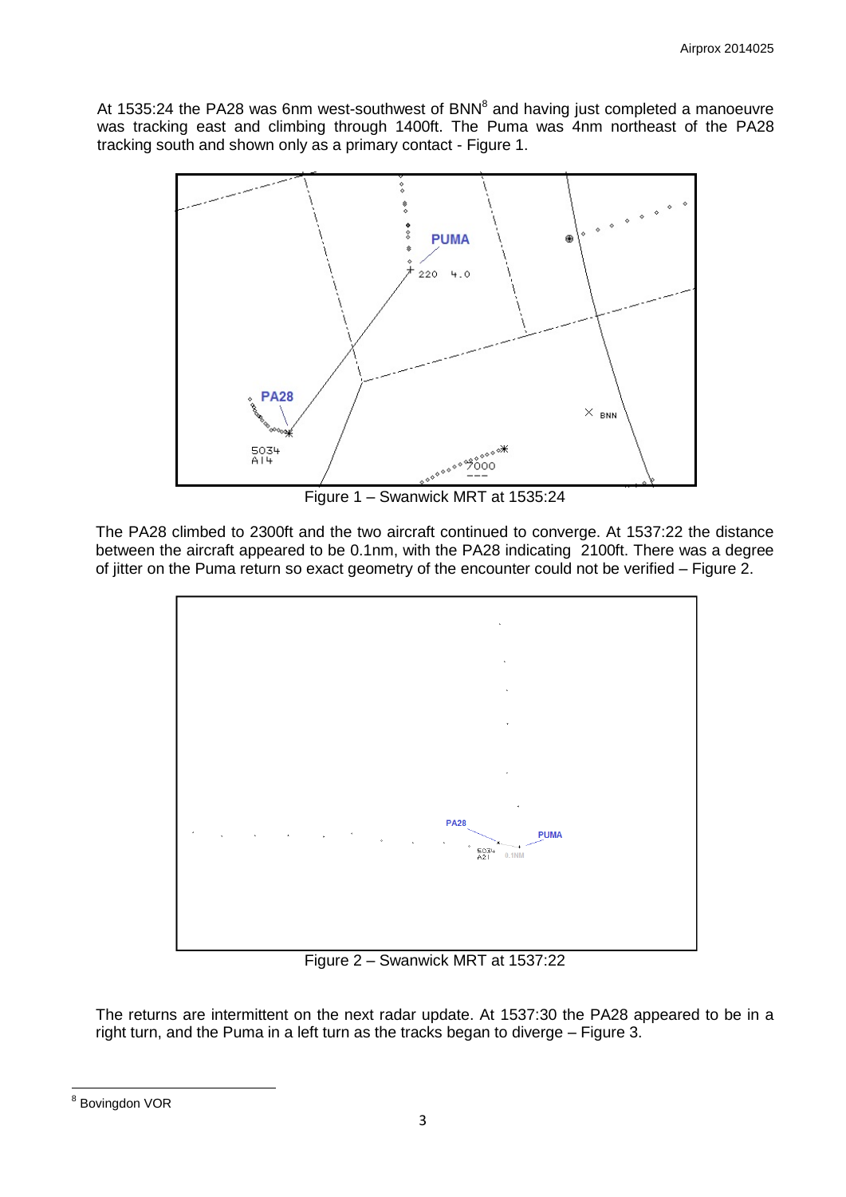At 1535:24 the PA28 was 6nm west-southwest of BNN[8] and having just completed a manoeuvre was tracking east and climbing through 1400ft. The Puma was 4nm northeast of the PA28 tracking south and shown only as a primary contact - Figure 1.

Figure 1 – Swanwick MRT at 1535:24

The PA28 climbed to 2300ft and the two aircraft continued to converge. At 1537:22 the distance between the aircraft appeared to be 0.1nm, with the PA28 indicating 2100ft. There was a degree of jitter on the Puma return so exact geometry of the encounter could not be verified – Figure 2.

Figure 2 – Swanwick MRT at 1537:22

The returns are intermittent on the next radar update. At 1537:30 the PA28 appeared to be in a right turn, and the Puma in a left turn as the tracks began to diverge – Figure 3.

[8] Bovingdon VOR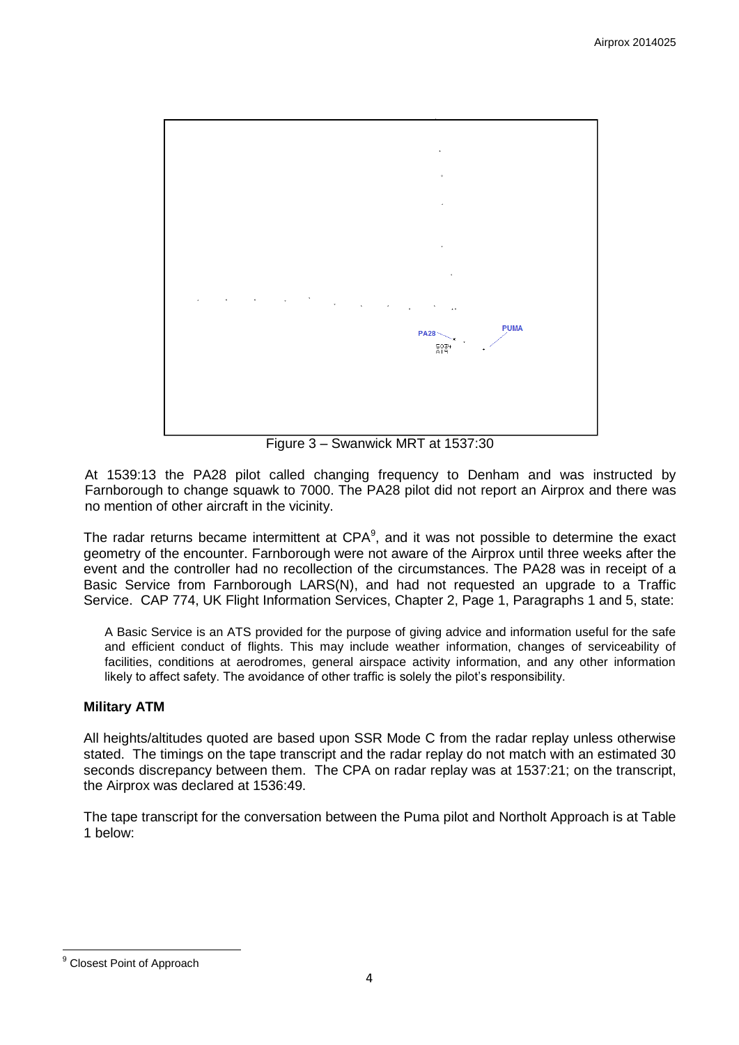Figure 3 – Swanwick MRT at 1537:30

At 1539:13 the PA28 pilot called changing frequency to Denham and was instructed by Farnborough to change squawk to 7000. The PA28 pilot did not report an Airprox and there was no mention of other aircraft in the vicinity.

The radar returns became intermittent at CPA[9], and it was not possible to determine the exact geometry of the encounter. Farnborough were not aware of the Airprox until three weeks after the event and the controller had no recollection of the circumstances. The PA28 was in receipt of a Basic Service from Farnborough LARS(N), and had not requested an upgrade to a Traffic Service. CAP 774, UK Flight Information Services, Chapter 2, Page 1, Paragraphs 1 and 5, state:

> A Basic Service is an ATS provided for the purpose of giving advice and information useful for the safe and efficient conduct of flights. This may include weather information, changes of serviceability of facilities, conditions at aerodromes, general airspace activity information, and any other information likely to affect safety. The avoidance of other traffic is solely the pilot's responsibility.

### Military ATM

All heights/altitudes quoted are based upon SSR Mode C from the radar replay unless otherwise stated. The timings on the tape transcript and the radar replay do not match with an estimated 30 seconds discrepancy between them. The CPA on radar replay was at 1537:21; on the transcript, the Airprox was declared at 1536:49.

The tape transcript for the conversation between the Puma pilot and Northolt Approach is at Table 1 below:

---

[9] Closest Point of Approach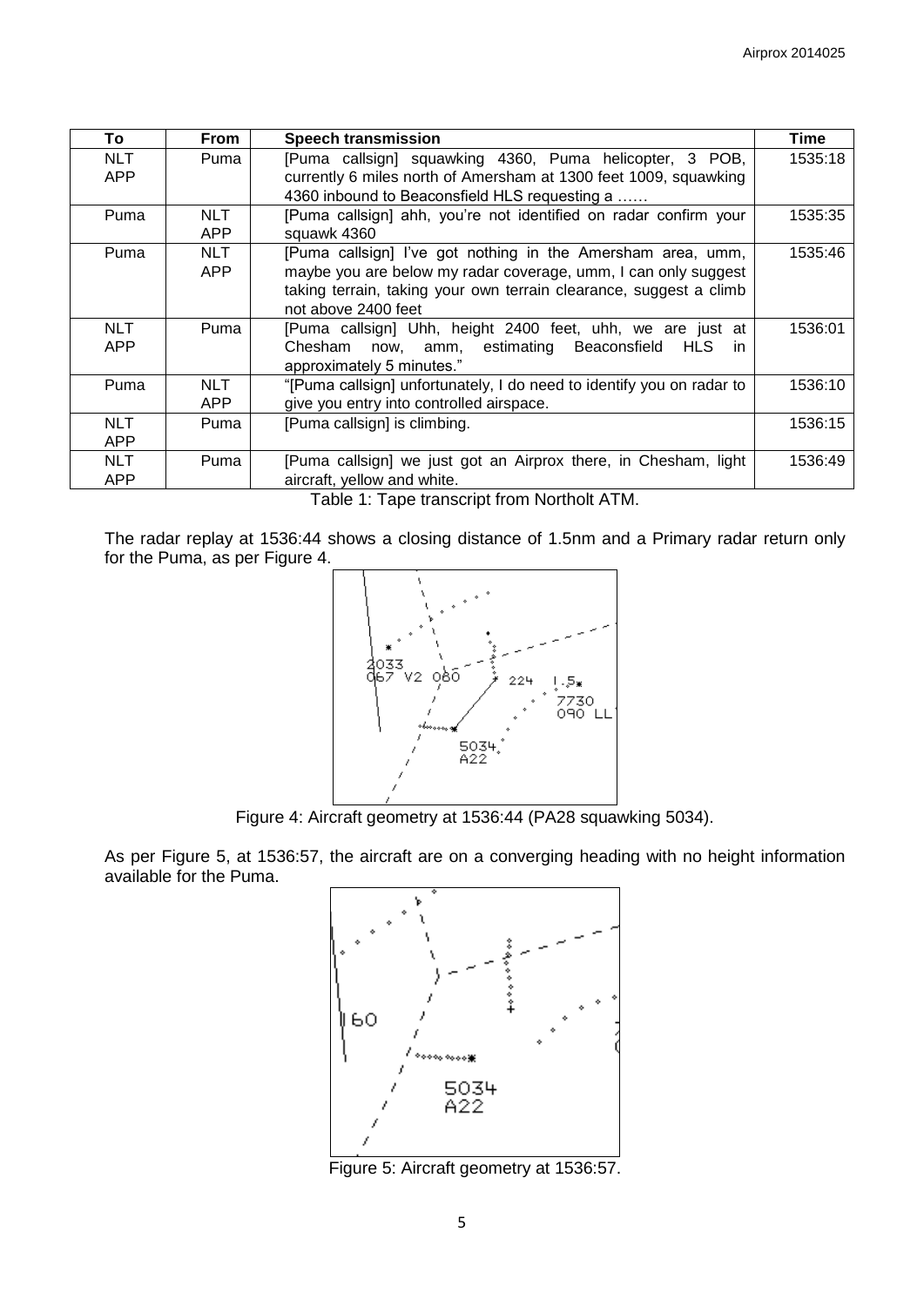| To | From | Speech transmission | Time |
|---|---|---|---|
| NLT APP | Puma | [Puma callsign] squawking 4360, Puma helicopter, 3 POB, currently 6 miles north of Amersham at 1300 feet 1009, squawking 4360 inbound to Beaconsfield HLS requesting a …… | 1535:18 |
| Puma | NLT APP | [Puma callsign] ahh, you're not identified on radar confirm your squawk 4360 | 1535:35 |
| Puma | NLT APP | [Puma callsign] I've got nothing in the Amersham area, umm, maybe you are below my radar coverage, umm, I can only suggest taking terrain, taking your own terrain clearance, suggest a climb not above 2400 feet | 1535:46 |
| NLT APP | Puma | [Puma callsign] Uhh, height 2400 feet, uhh, we are just at Chesham now, amm, estimating Beaconsfield HLS in approximately 5 minutes." | 1536:01 |
| Puma | NLT APP | "[Puma callsign] unfortunately, I do need to identify you on radar to give you entry into controlled airspace. | 1536:10 |
| NLT APP | Puma | [Puma callsign] is climbing. | 1536:15 |
| NLT APP | Puma | [Puma callsign] we just got an Airprox there, in Chesham, light aircraft, yellow and white. | 1536:49 |

Table 1: Tape transcript from Northolt ATM.

The radar replay at 1536:44 shows a closing distance of 1.5nm and a Primary radar return only for the Puma, as per Figure 4.

Figure 4: Aircraft geometry at 1536:44 (PA28 squawking 5034).

As per Figure 5, at 1536:57, the aircraft are on a converging heading with no height information available for the Puma.

Figure 5: Aircraft geometry at 1536:57.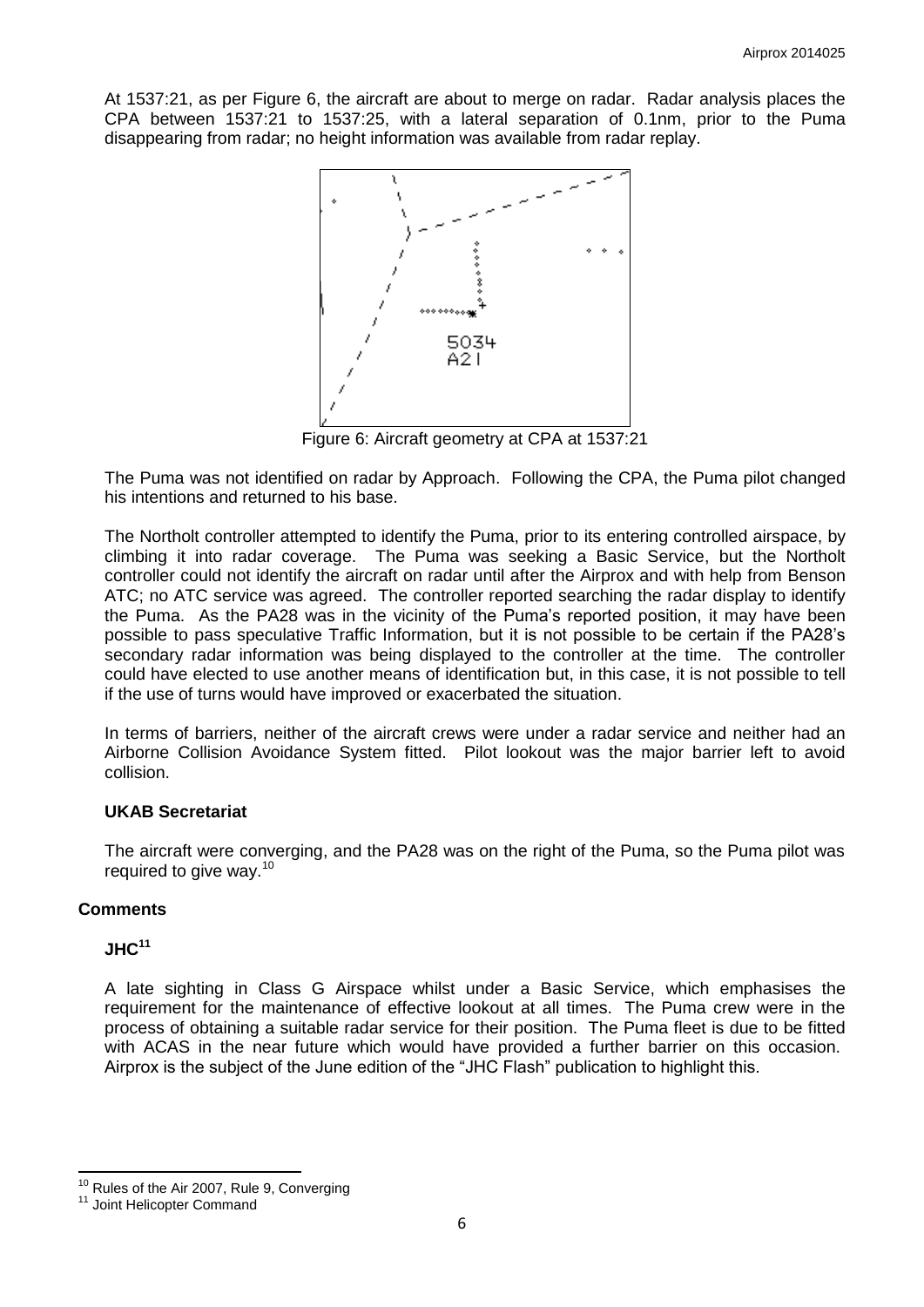At 1537:21, as per Figure 6, the aircraft are about to merge on radar. Radar analysis places the CPA between 1537:21 to 1537:25, with a lateral separation of 0.1nm, prior to the Puma disappearing from radar; no height information was available from radar replay.

Figure 6: Aircraft geometry at CPA at 1537:21

The Puma was not identified on radar by Approach. Following the CPA, the Puma pilot changed his intentions and returned to his base.

The Northolt controller attempted to identify the Puma, prior to its entering controlled airspace, by climbing it into radar coverage. The Puma was seeking a Basic Service, but the Northolt controller could not identify the aircraft on radar until after the Airprox and with help from Benson ATC; no ATC service was agreed. The controller reported searching the radar display to identify the Puma. As the PA28 was in the vicinity of the Puma's reported position, it may have been possible to pass speculative Traffic Information, but it is not possible to be certain if the PA28's secondary radar information was being displayed to the controller at the time. The controller could have elected to use another means of identification but, in this case, it is not possible to tell if the use of turns would have improved or exacerbated the situation.

In terms of barriers, neither of the aircraft crews were under a radar service and neither had an Airborne Collision Avoidance System fitted. Pilot lookout was the major barrier left to avoid collision.

**UKAB Secretariat**

The aircraft were converging, and the PA28 was on the right of the Puma, so the Puma pilot was required to give way.[10]

## Comments

**JHC[11]**

A late sighting in Class G Airspace whilst under a Basic Service, which emphasises the requirement for the maintenance of effective lookout at all times. The Puma crew were in the process of obtaining a suitable radar service for their position. The Puma fleet is due to be fitted with ACAS in the near future which would have provided a further barrier on this occasion. Airprox is the subject of the June edition of the "JHC Flash" publication to highlight this.

---

[10] Rules of the Air 2007, Rule 9, Converging

[11] Joint Helicopter Command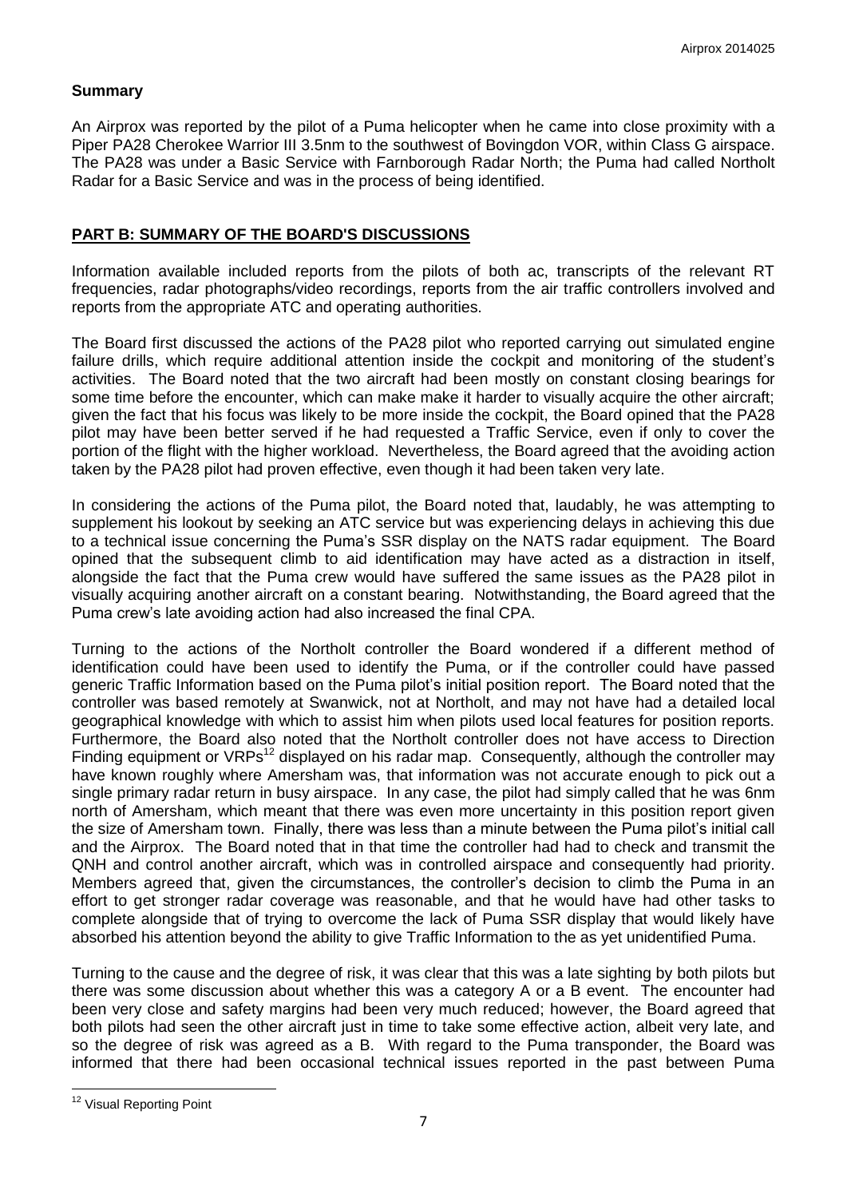### Summary

An Airprox was reported by the pilot of a Puma helicopter when he came into close proximity with a Piper PA28 Cherokee Warrior III 3.5nm to the southwest of Bovingdon VOR, within Class G airspace. The PA28 was under a Basic Service with Farnborough Radar North; the Puma had called Northolt Radar for a Basic Service and was in the process of being identified.

## PART B: SUMMARY OF THE BOARD'S DISCUSSIONS

Information available included reports from the pilots of both ac, transcripts of the relevant RT frequencies, radar photographs/video recordings, reports from the air traffic controllers involved and reports from the appropriate ATC and operating authorities.

The Board first discussed the actions of the PA28 pilot who reported carrying out simulated engine failure drills, which require additional attention inside the cockpit and monitoring of the student's activities. The Board noted that the two aircraft had been mostly on constant closing bearings for some time before the encounter, which can make make it harder to visually acquire the other aircraft; given the fact that his focus was likely to be more inside the cockpit, the Board opined that the PA28 pilot may have been better served if he had requested a Traffic Service, even if only to cover the portion of the flight with the higher workload. Nevertheless, the Board agreed that the avoiding action taken by the PA28 pilot had proven effective, even though it had been taken very late.

In considering the actions of the Puma pilot, the Board noted that, laudably, he was attempting to supplement his lookout by seeking an ATC service but was experiencing delays in achieving this due to a technical issue concerning the Puma's SSR display on the NATS radar equipment. The Board opined that the subsequent climb to aid identification may have acted as a distraction in itself, alongside the fact that the Puma crew would have suffered the same issues as the PA28 pilot in visually acquiring another aircraft on a constant bearing. Notwithstanding, the Board agreed that the Puma crew's late avoiding action had also increased the final CPA.

Turning to the actions of the Northolt controller the Board wondered if a different method of identification could have been used to identify the Puma, or if the controller could have passed generic Traffic Information based on the Puma pilot's initial position report. The Board noted that the controller was based remotely at Swanwick, not at Northolt, and may not have had a detailed local geographical knowledge with which to assist him when pilots used local features for position reports. Furthermore, the Board also noted that the Northolt controller does not have access to Direction Finding equipment or VRPs[12] displayed on his radar map. Consequently, although the controller may have known roughly where Amersham was, that information was not accurate enough to pick out a single primary radar return in busy airspace. In any case, the pilot had simply called that he was 6nm north of Amersham, which meant that there was even more uncertainty in this position report given the size of Amersham town. Finally, there was less than a minute between the Puma pilot's initial call and the Airprox. The Board noted that in that time the controller had had to check and transmit the QNH and control another aircraft, which was in controlled airspace and consequently had priority. Members agreed that, given the circumstances, the controller's decision to climb the Puma in an effort to get stronger radar coverage was reasonable, and that he would have had other tasks to complete alongside that of trying to overcome the lack of Puma SSR display that would likely have absorbed his attention beyond the ability to give Traffic Information to the as yet unidentified Puma.

Turning to the cause and the degree of risk, it was clear that this was a late sighting by both pilots but there was some discussion about whether this was a category A or a B event. The encounter had been very close and safety margins had been very much reduced; however, the Board agreed that both pilots had seen the other aircraft just in time to take some effective action, albeit very late, and so the degree of risk was agreed as a B. With regard to the Puma transponder, the Board was informed that there had been occasional technical issues reported in the past between Puma

[12] Visual Reporting Point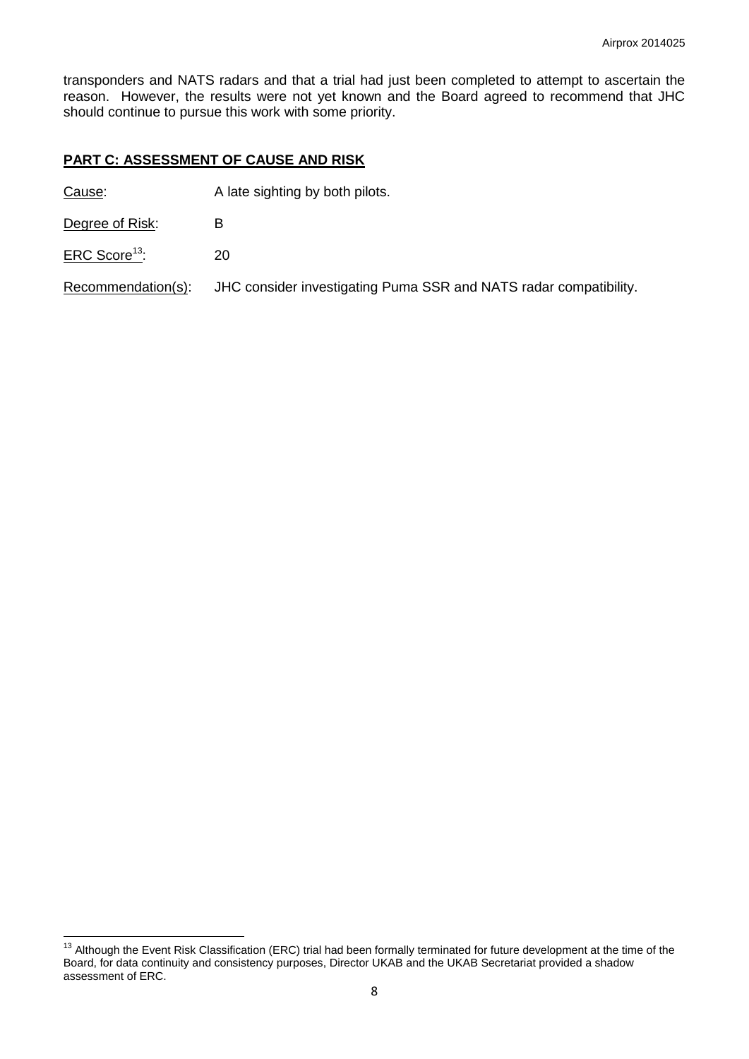transponders and NATS radars and that a trial had just been completed to attempt to ascertain the reason. However, the results were not yet known and the Board agreed to recommend that JHC should continue to pursue this work with some priority.

## PART C: ASSESSMENT OF CAUSE AND RISK

Cause: A late sighting by both pilots.

Degree of Risk: B

ERC Score[13]: 20

Recommendation(s): JHC consider investigating Puma SSR and NATS radar compatibility.

[13] Although the Event Risk Classification (ERC) trial had been formally terminated for future development at the time of the Board, for data continuity and consistency purposes, Director UKAB and the UKAB Secretariat provided a shadow assessment of ERC.